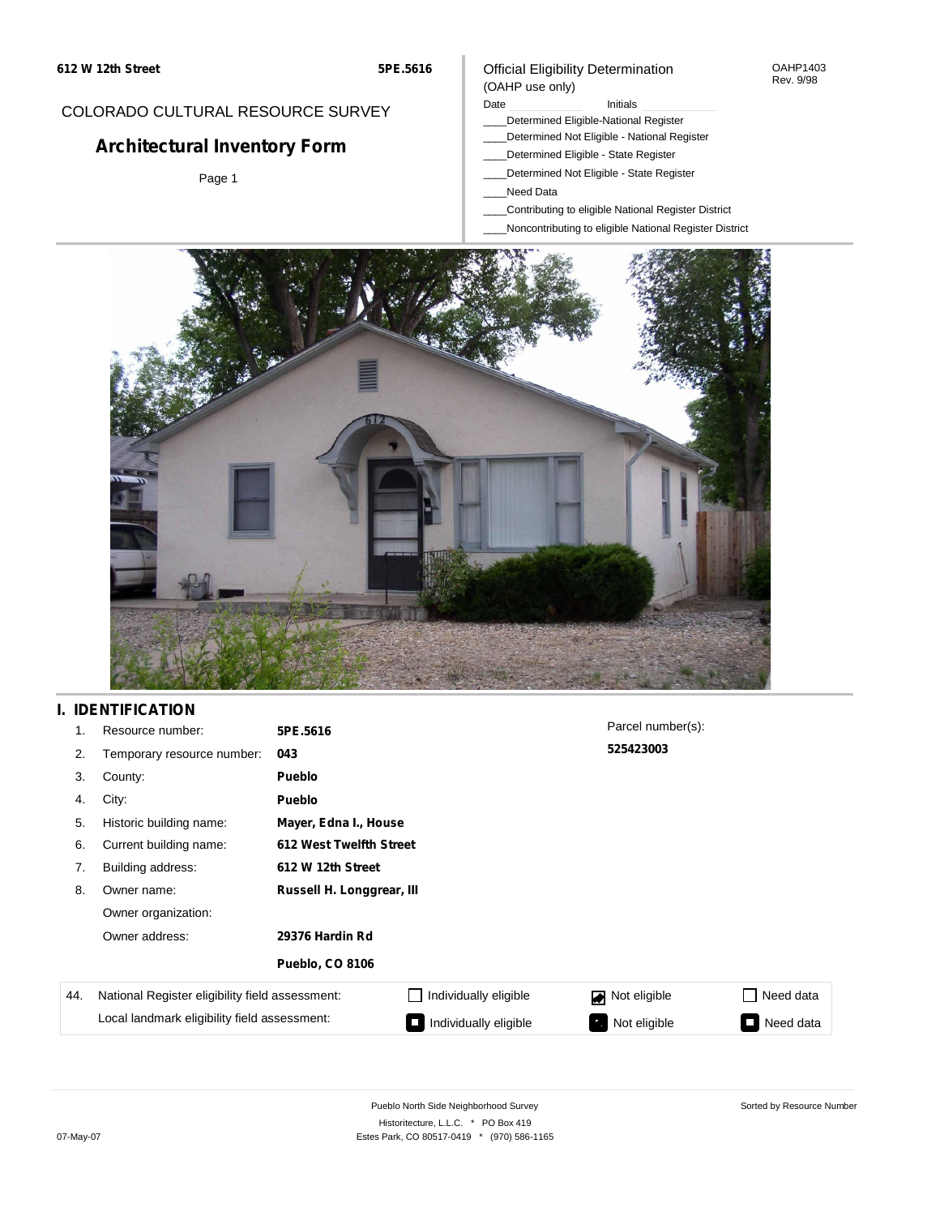612 W 12th Street 5PE.5616

COLORADO CULTURAL RESOURCE SURVEY

# Architectural Inventory Form

Official Eligibility Determination
(OAHP use only)

OAHP1403
Rev. 9/98

Date ______ Initials ______

____Determined Eligible-National Register
____Determined Not Eligible - National Register
____Determined Eligible - State Register
____Determined Not Eligible - State Register
____Need Data
____Contributing to eligible National Register District
____Noncontributing to eligible National Register District

## I. IDENTIFICATION

| | | |
|---|---|---|
| 1. | Resource number: | **5PE.5616** |
| 2. | Temporary resource number: | **043** |
| 3. | County: | **Pueblo** |
| 4. | City: | **Pueblo** |
| 5. | Historic building name: | **Mayer, Edna I., House** |
| 6. | Current building name: | **612 West Twelfth Street** |
| 7. | Building address: | **612 W 12th Street** |
| 8. | Owner name: | **Russell H. Longgrear, III** |
| | Owner organization: | |
| | Owner address: | **29376 Hardin Rd** |
| | | **Pueblo, CO 8106** |

Parcel number(s):
**525423003**

| 44. | | | | |
|---|---|---|---|---|
| National Register eligibility field assessment: | ☐ Individually eligible | ☑ Not eligible | ☐ Need data |
| Local landmark eligibility field assessment: | ■ Individually eligible | ■ Not eligible | ■ Need data |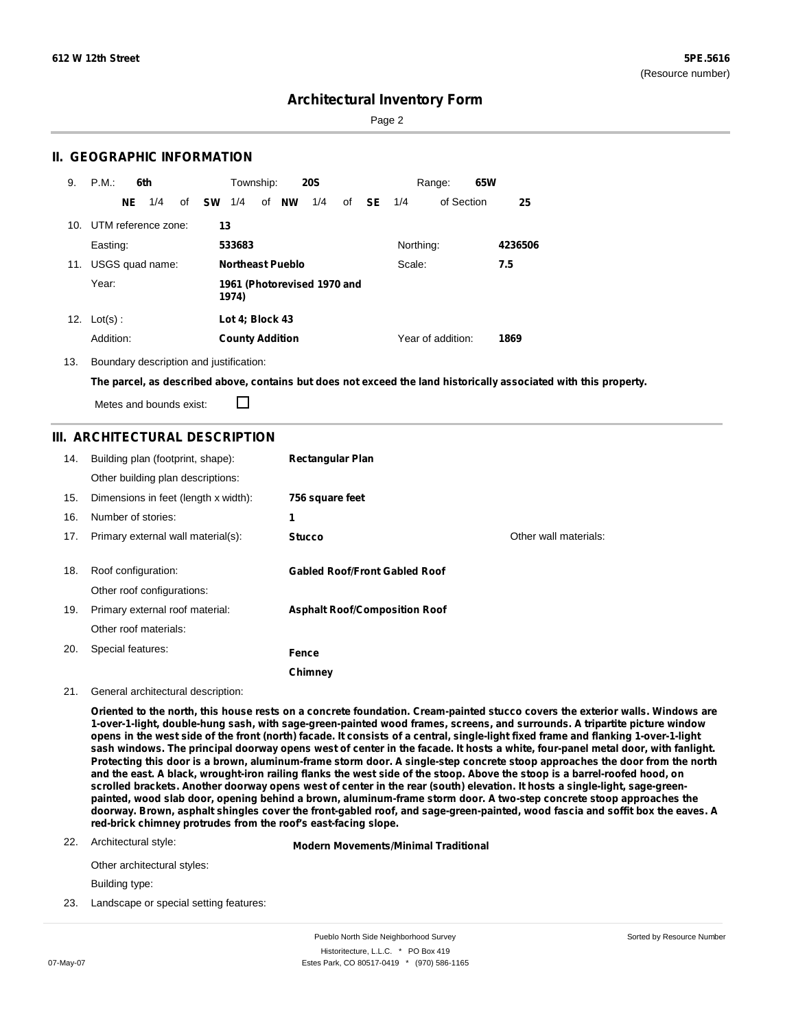## II. GEOGRAPHIC INFORMATION

9. P.M.: **6th** Township: **20S** Range: **65W**

**NE** 1/4 of **SW** 1/4 of **NW** 1/4 of **SE** 1/4 of Section **25**

10. UTM reference zone: **13**

Easting: **533683** Northing: **4236506**

11. USGS quad name: **Northeast Pueblo** Scale: **7.5**

Year: **1961 (Photorevised 1970 and 1974)**

12. Lot(s): **Lot 4; Block 43**

Addition: **County Addition** Year of addition: **1869**

13. Boundary description and justification:

**The parcel, as described above, contains but does not exceed the land historically associated with this property.**

Metes and bounds exist: ☐

## III. ARCHITECTURAL DESCRIPTION

14. Building plan (footprint, shape): **Rectangular Plan**

Other building plan descriptions:

15. Dimensions in feet (length x width): **756 square feet**

16. Number of stories: **1**

17. Primary external wall material(s): **Stucco** Other wall materials:

18. Roof configuration: **Gabled Roof/Front Gabled Roof**

Other roof configurations:

19. Primary external roof material: **Asphalt Roof/Composition Roof**

Other roof materials:

20. Special features: **Fence**

**Chimney**

21. General architectural description:

**Oriented to the north, this house rests on a concrete foundation. Cream-painted stucco covers the exterior walls. Windows are 1-over-1-light, double-hung sash, with sage-green-painted wood frames, screens, and surrounds. A tripartite picture window opens in the west side of the front (north) facade. It consists of a central, single-light fixed frame and flanking 1-over-1-light sash windows. The principal doorway opens west of center in the facade. It hosts a white, four-panel metal door, with fanlight. Protecting this door is a brown, aluminum-frame storm door. A single-step concrete stoop approaches the door from the north and the east. A black, wrought-iron railing flanks the west side of the stoop. Above the stoop is a barrel-roofed hood, on scrolled brackets. Another doorway opens west of center in the rear (south) elevation. It hosts a single-light, sage-green-painted, wood slab door, opening behind a brown, aluminum-frame storm door. A two-step concrete stoop approaches the doorway. Brown, asphalt shingles cover the front-gabled roof, and sage-green-painted, wood fascia and soffit box the eaves. A red-brick chimney protrudes from the roof's east-facing slope.**

22. Architectural style: **Modern Movements/Minimal Traditional**

Other architectural styles:

Building type:

23. Landscape or special setting features: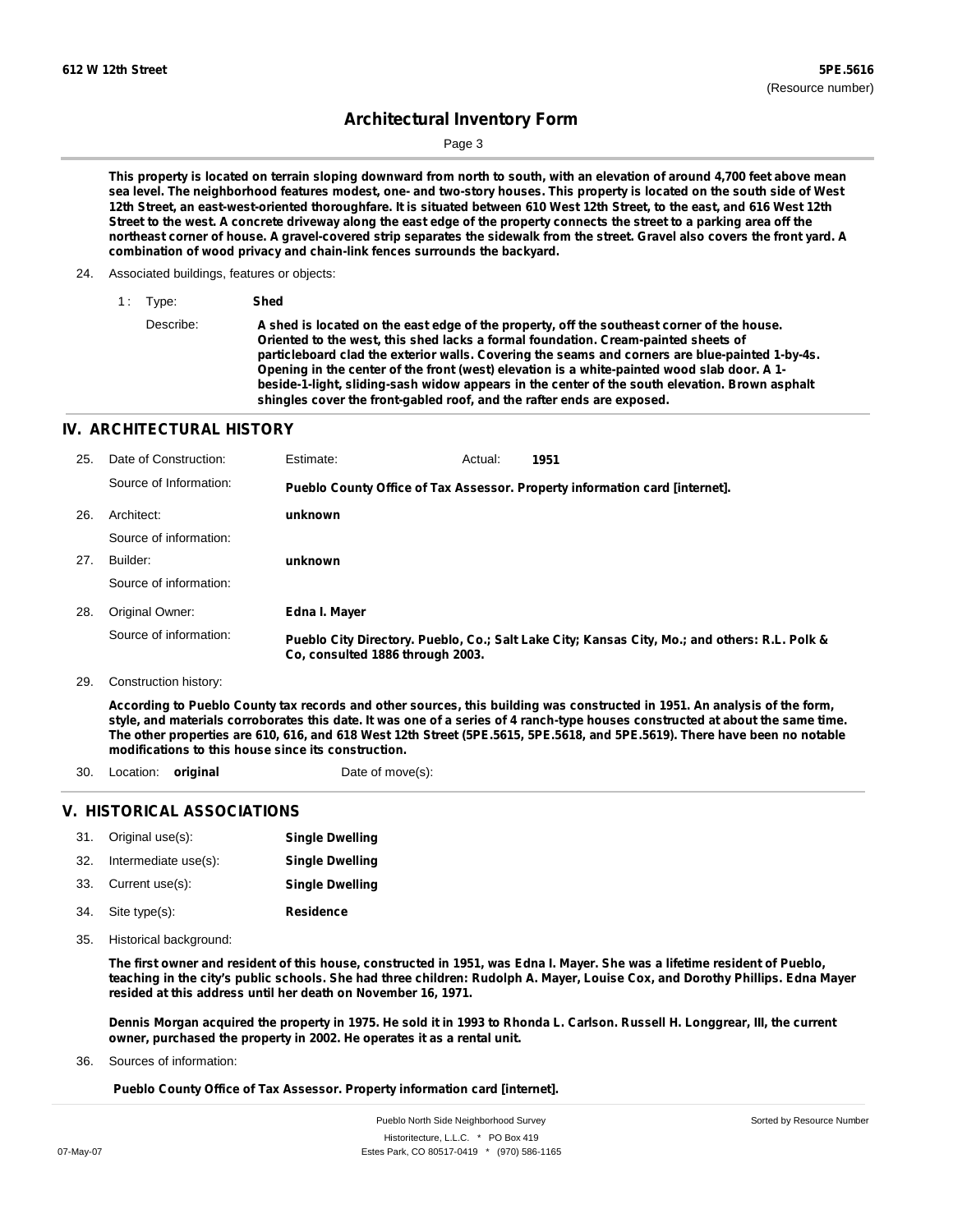This property is located on terrain sloping downward from north to south, with an elevation of around 4,700 feet above mean sea level. The neighborhood features modest, one- and two-story houses. This property is located on the south side of West 12th Street, an east-west-oriented thoroughfare. It is situated between 610 West 12th Street, to the east, and 616 West 12th Street to the west. A concrete driveway along the east edge of the property connects the street to a parking area off the northeast corner of house. A gravel-covered strip separates the sidewalk from the street. Gravel also covers the front yard. A combination of wood privacy and chain-link fences surrounds the backyard.

24. Associated buildings, features or objects:

1 : Type: **Shed**

Describe: **A shed is located on the east edge of the property, off the southeast corner of the house. Oriented to the west, this shed lacks a formal foundation. Cream-painted sheets of particleboard clad the exterior walls. Covering the seams and corners are blue-painted 1-by-4s. Opening in the center of the front (west) elevation is a white-painted wood slab door. A 1-beside-1-light, sliding-sash widow appears in the center of the south elevation. Brown asphalt shingles cover the front-gabled roof, and the rafter ends are exposed.**

## IV. ARCHITECTURAL HISTORY

25. Date of Construction: Estimate: Actual: **1951**

Source of Information: **Pueblo County Office of Tax Assessor. Property information card [internet].**

26. Architect: **unknown**

Source of information:

27. Builder: **unknown**

Source of information:

28. Original Owner: **Edna I. Mayer**

Source of information: **Pueblo City Directory. Pueblo, Co.; Salt Lake City; Kansas City, Mo.; and others: R.L. Polk & Co, consulted 1886 through 2003.**

29. Construction history:

**According to Pueblo County tax records and other sources, this building was constructed in 1951. An analysis of the form, style, and materials corroborates this date. It was one of a series of 4 ranch-type houses constructed at about the same time. The other properties are 610, 616, and 618 West 12th Street (5PE.5615, 5PE.5618, and 5PE.5619). There have been no notable modifications to this house since its construction.**

30. Location: **original** Date of move(s):

## V. HISTORICAL ASSOCIATIONS

31. Original use(s): **Single Dwelling**
32. Intermediate use(s): **Single Dwelling**
33. Current use(s): **Single Dwelling**
34. Site type(s): **Residence**
35. Historical background:

**The first owner and resident of this house, constructed in 1951, was Edna I. Mayer. She was a lifetime resident of Pueblo, teaching in the city's public schools. She had three children: Rudolph A. Mayer, Louise Cox, and Dorothy Phillips. Edna Mayer resided at this address until her death on November 16, 1971.**

**Dennis Morgan acquired the property in 1975. He sold it in 1993 to Rhonda L. Carlson. Russell H. Longgrear, III, the current owner, purchased the property in 2002. He operates it as a rental unit.**

36. Sources of information:

**Pueblo County Office of Tax Assessor. Property information card [internet].**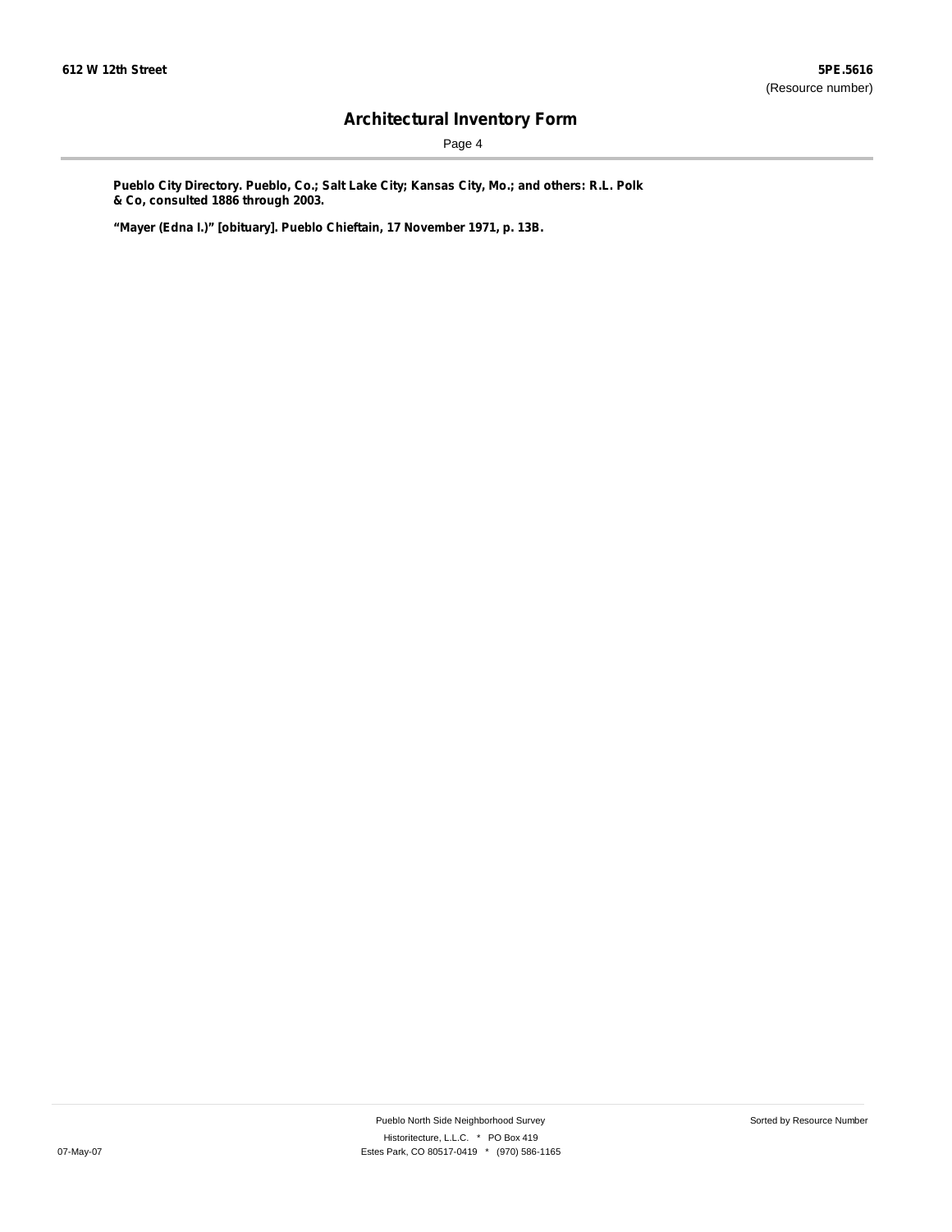**Pueblo City Directory. Pueblo, Co.; Salt Lake City; Kansas City, Mo.; and others: R.L. Polk & Co, consulted 1886 through 2003.**

**"Mayer (Edna I.)" [obituary]. Pueblo Chieftain, 17 November 1971, p. 13B.**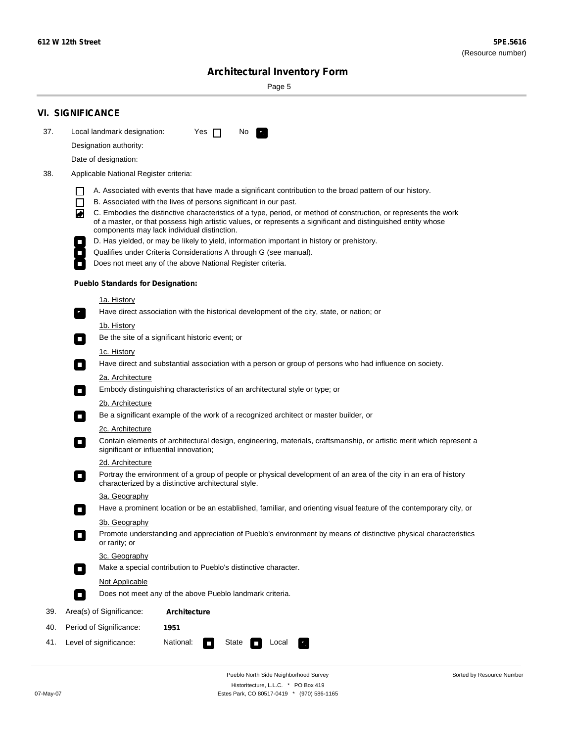612 W 12th Street

**5PE.5616**
(Resource number)

## Architectural Inventory Form

## VI. SIGNIFICANCE

37. Local landmark designation: Yes ☐ No ☑

Designation authority:

Date of designation:

38. Applicable National Register criteria:

- ☐ A. Associated with events that have made a significant contribution to the broad pattern of our history.
- ☐ B. Associated with the lives of persons significant in our past.
- ☑ C. Embodies the distinctive characteristics of a type, period, or method of construction, or represents the work of a master, or that possess high artistic values, or represents a significant and distinguished entity whose components may lack individual distinction.
- ☐ D. Has yielded, or may be likely to yield, information important in history or prehistory.
- ☐ Qualifies under Criteria Considerations A through G (see manual).
- ☐ Does not meet any of the above National Register criteria.

**Pueblo Standards for Designation:**

1a. History
☑ Have direct association with the historical development of the city, state, or nation; or

1b. History
☐ Be the site of a significant historic event; or

1c. History
☐ Have direct and substantial association with a person or group of persons who had influence on society.

2a. Architecture
☐ Embody distinguishing characteristics of an architectural style or type; or

2b. Architecture
☐ Be a significant example of the work of a recognized architect or master builder, or

2c. Architecture
☐ Contain elements of architectural design, engineering, materials, craftsmanship, or artistic merit which represent a significant or influential innovation;

2d. Architecture
☐ Portray the environment of a group of people or physical development of an area of the city in an era of history characterized by a distinctive architectural style.

3a. Geography
☐ Have a prominent location or be an established, familiar, and orienting visual feature of the contemporary city, or

3b. Geography
☐ Promote understanding and appreciation of Pueblo's environment by means of distinctive physical characteristics or rarity; or

3c. Geography
☐ Make a special contribution to Pueblo's distinctive character.

Not Applicable
☐ Does not meet any of the above Pueblo landmark criteria.

39. Area(s) of Significance: **Architecture**

40. Period of Significance: **1951**

41. Level of significance: National: ☐ State ☐ Local ☑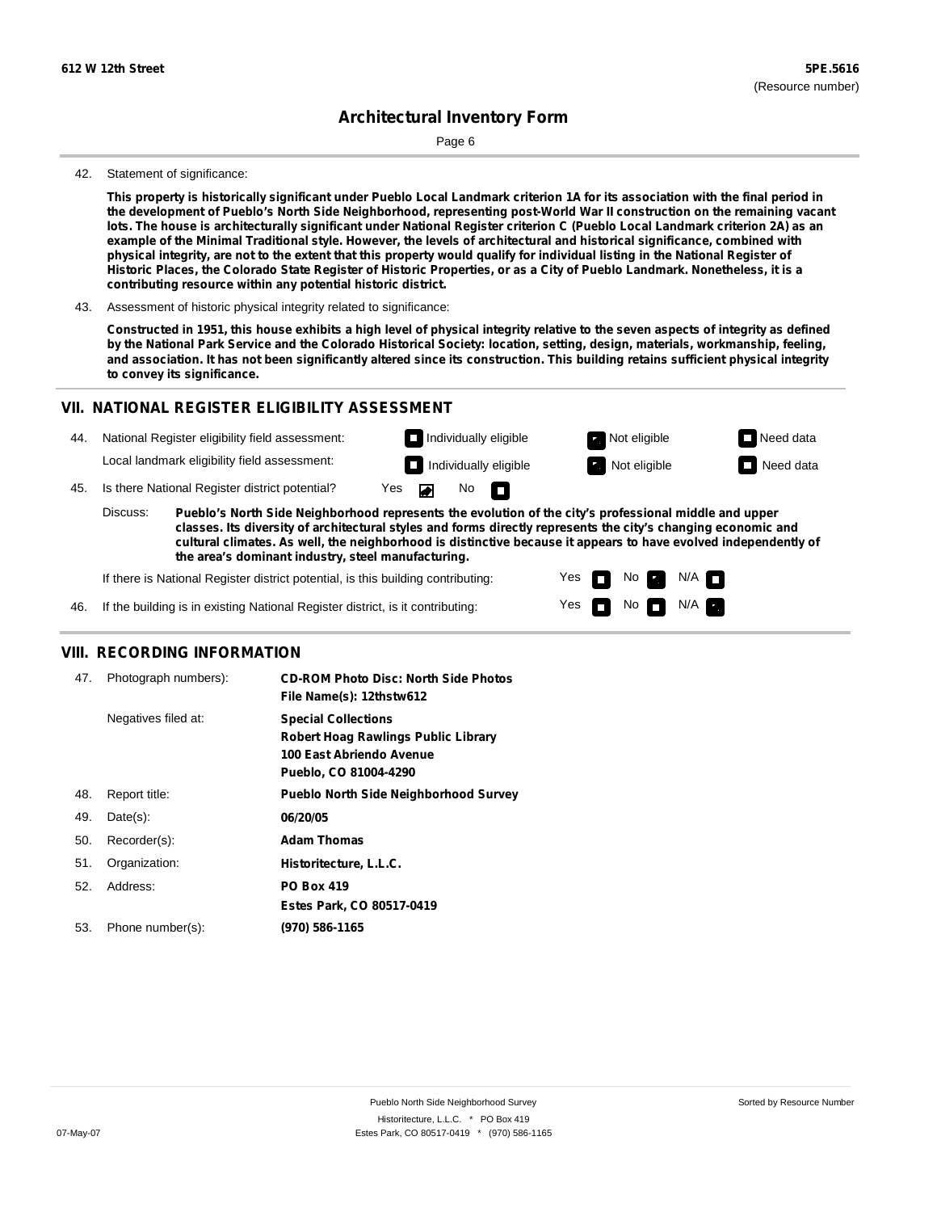Page 6

42. Statement of significance:

**This property is historically significant under Pueblo Local Landmark criterion 1A for its association with the final period in the development of Pueblo's North Side Neighborhood, representing post-World War II construction on the remaining vacant lots. The house is architecturally significant under National Register criterion C (Pueblo Local Landmark criterion 2A) as an example of the Minimal Traditional style. However, the levels of architectural and historical significance, combined with physical integrity, are not to the extent that this property would qualify for individual listing in the National Register of Historic Places, the Colorado State Register of Historic Properties, or as a City of Pueblo Landmark. Nonetheless, it is a contributing resource within any potential historic district.**

43. Assessment of historic physical integrity related to significance:

**Constructed in 1951, this house exhibits a high level of physical integrity relative to the seven aspects of integrity as defined by the National Park Service and the Colorado Historical Society: location, setting, design, materials, workmanship, feeling, and association. It has not been significantly altered since its construction. This building retains sufficient physical integrity to convey its significance.**

## VII. NATIONAL REGISTER ELIGIBILITY ASSESSMENT

44. National Register eligibility field assessment: ☐ Individually eligible ☑ Not eligible ☐ Need data

Local landmark eligibility field assessment: ☐ Individually eligible ☑ Not eligible ☐ Need data

45. Is there National Register district potential? Yes ☑ No ☐

Discuss: **Pueblo's North Side Neighborhood represents the evolution of the city's professional middle and upper classes. Its diversity of architectural styles and forms directly represents the city's changing economic and cultural climates. As well, the neighborhood is distinctive because it appears to have evolved independently of the area's dominant industry, steel manufacturing.**

If there is National Register district potential, is this building contributing: Yes ☐ No ☑ N/A ☐

46. If the building is in existing National Register district, is it contributing: Yes ☐ No ☐ N/A ☑

## VIII. RECORDING INFORMATION

47. Photograph numbers): **CD-ROM Photo Disc: North Side Photos**
**File Name(s): 12thstw612**

Negatives filed at: **Special Collections**
**Robert Hoag Rawlings Public Library**
**100 East Abriendo Avenue**
**Pueblo, CO 81004-4290**

48. Report title: **Pueblo North Side Neighborhood Survey**

49. Date(s): **06/20/05**

50. Recorder(s): **Adam Thomas**

51. Organization: **Historitecture, L.L.C.**

52. Address: **PO Box 419**
**Estes Park, CO 80517-0419**

53. Phone number(s): **(970) 586-1165**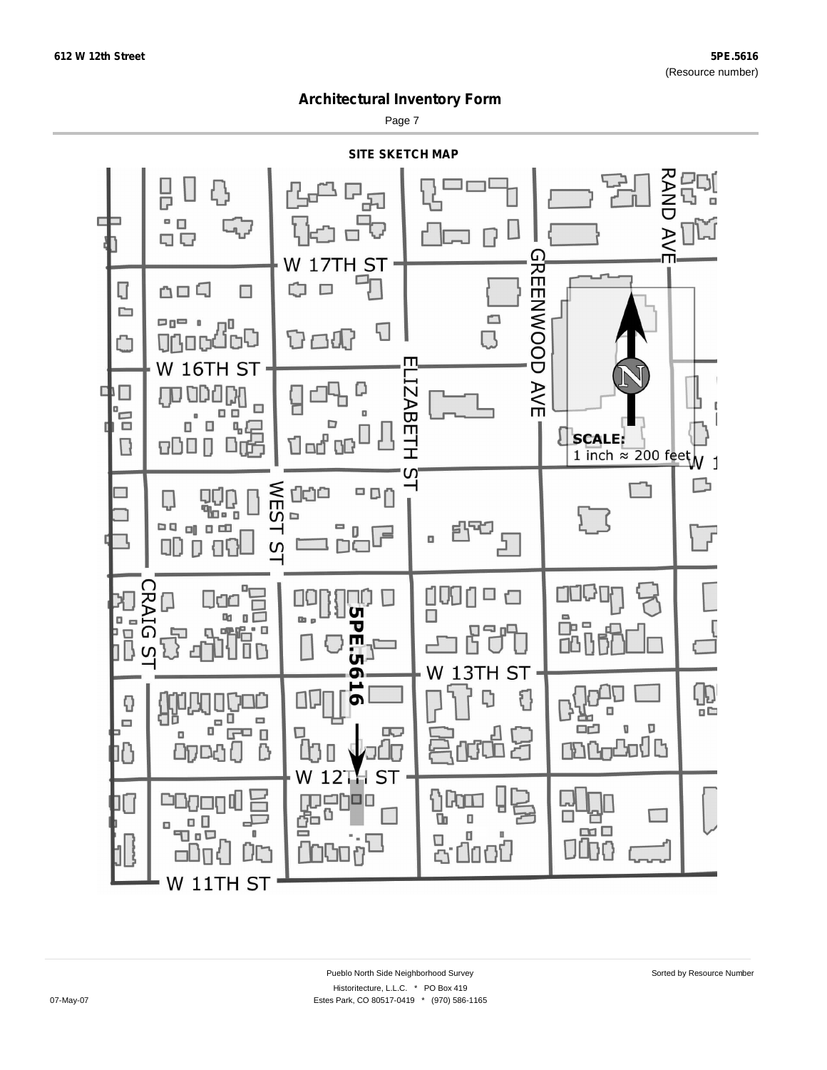**612 W 12th Street**

**5PE.5616**
(Resource number)

## Architectural Inventory Form

### SITE SKETCH MAP

W 17TH ST
W 16TH ST
W 13TH ST
W 12TH ST
W 11TH ST
RAND AVE
GREENWOOD AVE
ELIZABETH ST
WEST ST
CRAIG ST
5PE.5616

**SCALE:**
1 inch ≈ 200 feet

Pueblo North Side Neighborhood Survey
Historitecture, L.L.C. * PO Box 419
Estes Park, CO 80517-0419 * (970) 586-1165

07-May-07

Sorted by Resource Number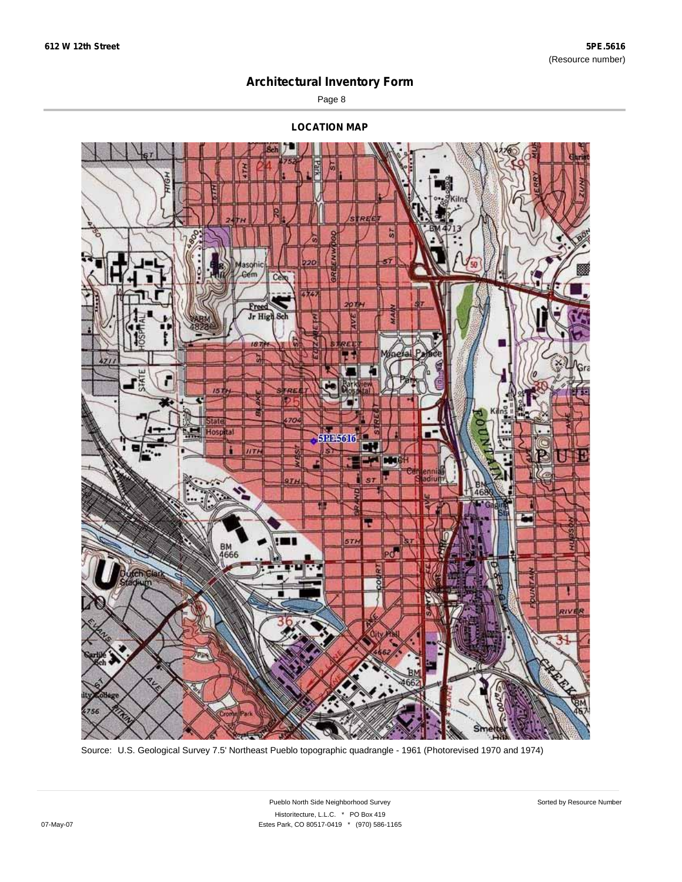## LOCATION MAP

Source: U.S. Geological Survey 7.5' Northeast Pueblo topographic quadrangle - 1961 (Photorevised 1970 and 1974)